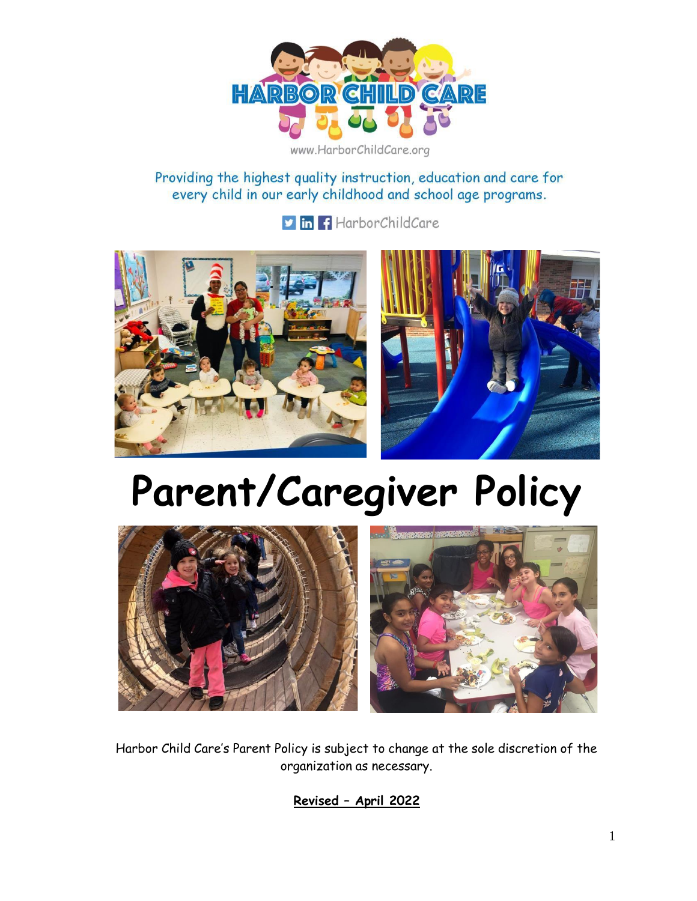HARBOR CHILD CARE

www.HarborChildCare.org

Providing the highest quality instruction, education and care for every child in our early childhood and school age programs.

HarborChildCare

# Parent/Caregiver Policy

Harbor Child Care's Parent Policy is subject to change at the sole discretion of the organization as necessary.

**Revised – April 2022**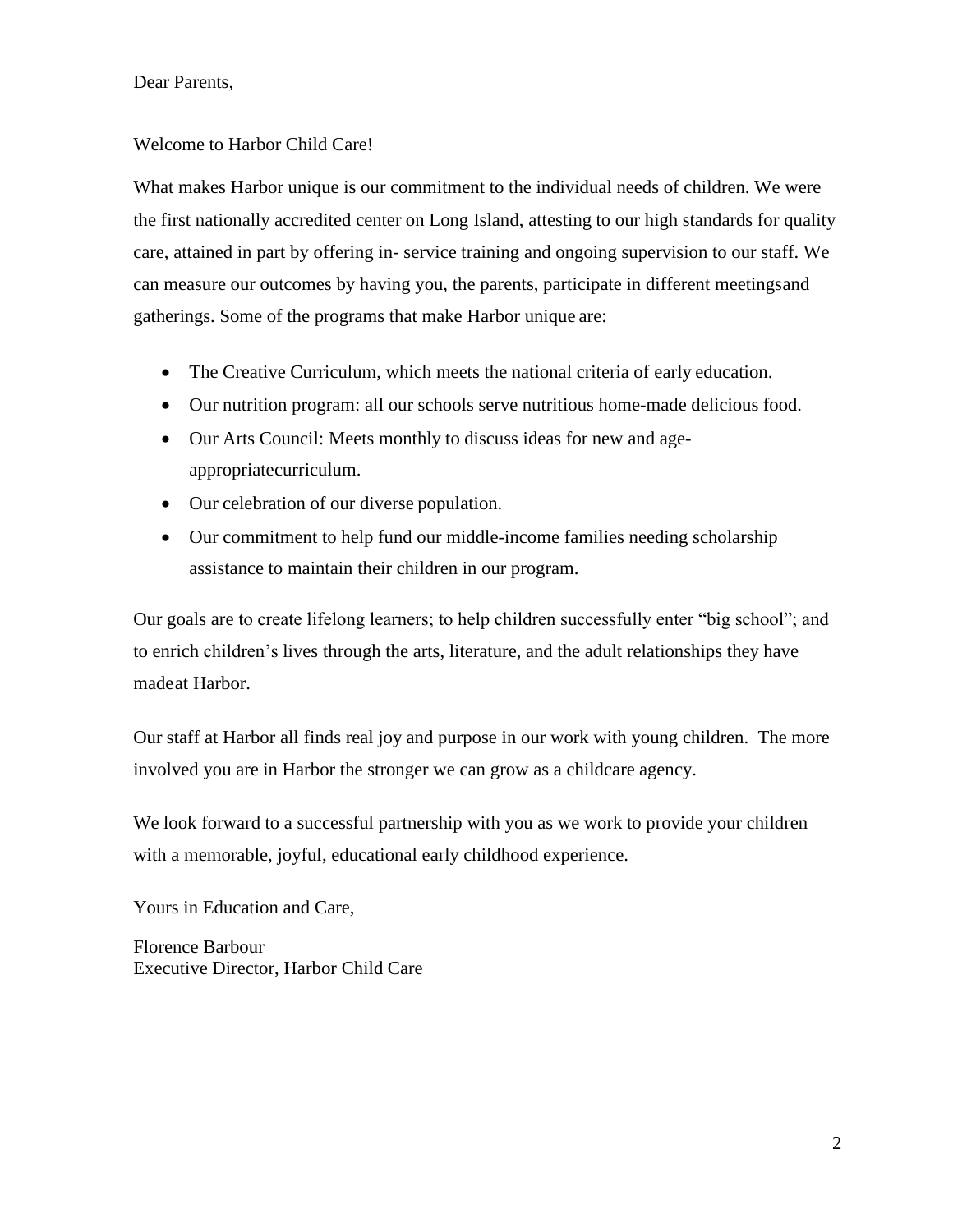Dear Parents,

Welcome to Harbor Child Care!

What makes Harbor unique is our commitment to the individual needs of children. We were the first nationally accredited center on Long Island, attesting to our high standards for quality care, attained in part by offering in- service training and ongoing supervision to our staff. We can measure our outcomes by having you, the parents, participate in different meetingsand gatherings. Some of the programs that make Harbor unique are:

- The Creative Curriculum, which meets the national criteria of early education.
- Our nutrition program: all our schools serve nutritious home-made delicious food.
- Our Arts Council: Meets monthly to discuss ideas for new and age-appropriatecurriculum.
- Our celebration of our diverse population.
- Our commitment to help fund our middle-income families needing scholarship assistance to maintain their children in our program.

Our goals are to create lifelong learners; to help children successfully enter "big school"; and to enrich children's lives through the arts, literature, and the adult relationships they have madeat Harbor.

Our staff at Harbor all finds real joy and purpose in our work with young children. The more involved you are in Harbor the stronger we can grow as a childcare agency.

We look forward to a successful partnership with you as we work to provide your children with a memorable, joyful, educational early childhood experience.

Yours in Education and Care,

Florence Barbour
Executive Director, Harbor Child Care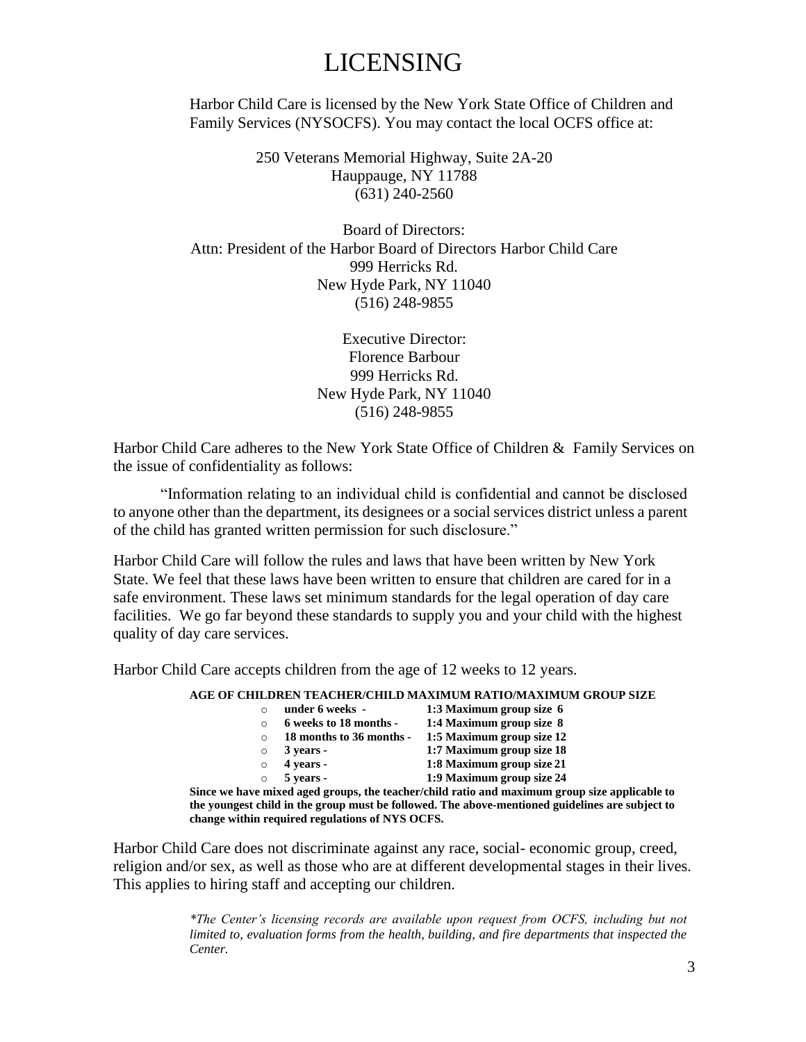# LICENSING

Harbor Child Care is licensed by the New York State Office of Children and Family Services (NYSOCFS). You may contact the local OCFS office at:

250 Veterans Memorial Highway, Suite 2A-20
Hauppauge, NY 11788
(631) 240-2560

Board of Directors:
Attn: President of the Harbor Board of Directors Harbor Child Care
999 Herricks Rd.
New Hyde Park, NY 11040
(516) 248-9855

Executive Director:
Florence Barbour
999 Herricks Rd.
New Hyde Park, NY 11040
(516) 248-9855

Harbor Child Care adheres to the New York State Office of Children & Family Services on the issue of confidentiality as follows:

"Information relating to an individual child is confidential and cannot be disclosed to anyone other than the department, its designees or a social services district unless a parent of the child has granted written permission for such disclosure."

Harbor Child Care will follow the rules and laws that have been written by New York State. We feel that these laws have been written to ensure that children are cared for in a safe environment. These laws set minimum standards for the legal operation of day care facilities. We go far beyond these standards to supply you and your child with the highest quality of day care services.

Harbor Child Care accepts children from the age of 12 weeks to 12 years.

**AGE OF CHILDREN TEACHER/CHILD MAXIMUM RATIO/MAXIMUM GROUP SIZE**

- **under 6 weeks -** **1:3 Maximum group size 6**
- **6 weeks to 18 months -** **1:4 Maximum group size 8**
- **18 months to 36 months -** **1:5 Maximum group size 12**
- **3 years -** **1:7 Maximum group size 18**
- **4 years -** **1:8 Maximum group size 21**
- **5 years -** **1:9 Maximum group size 24**

**Since we have mixed aged groups, the teacher/child ratio and maximum group size applicable to the youngest child in the group must be followed. The above-mentioned guidelines are subject to change within required regulations of NYS OCFS.**

Harbor Child Care does not discriminate against any race, social- economic group, creed, religion and/or sex, as well as those who are at different developmental stages in their lives. This applies to hiring staff and accepting our children.

*\*The Center's licensing records are available upon request from OCFS, including but not limited to, evaluation forms from the health, building, and fire departments that inspected the Center.*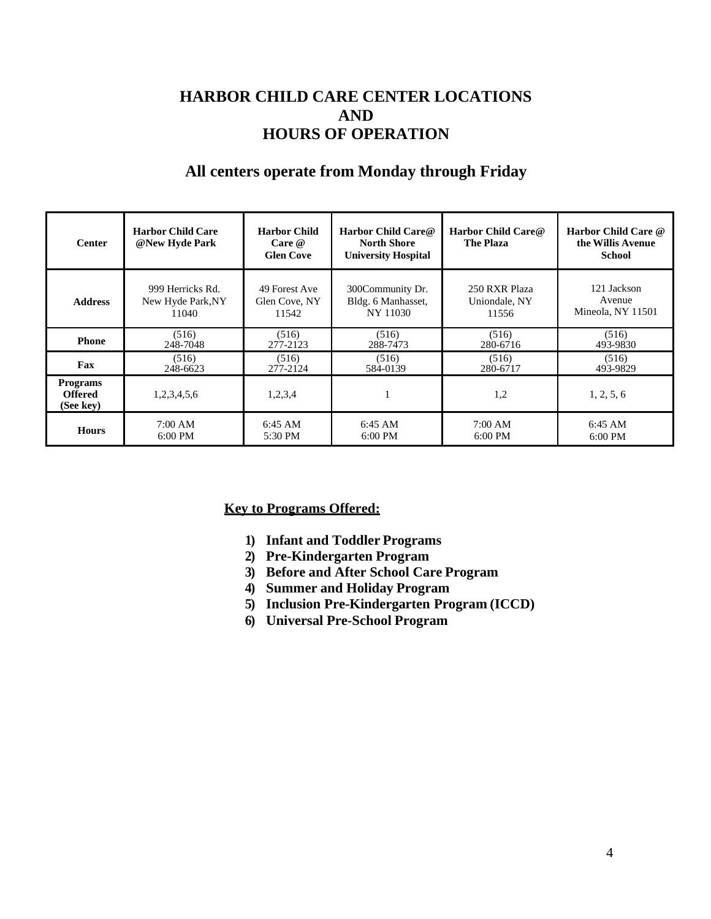# HARBOR CHILD CARE CENTER LOCATIONS AND HOURS OF OPERATION

## All centers operate from Monday through Friday

| Center | Harbor Child Care @New Hyde Park | Harbor Child Care @ Glen Cove | Harbor Child Care@ North Shore University Hospital | Harbor Child Care@ The Plaza | Harbor Child Care @ the Willis Avenue School |
|---|---|---|---|---|---|
| **Address** | 999 Herricks Rd. New Hyde Park,NY 11040 | 49 Forest Ave Glen Cove, NY 11542 | 300Community Dr. Bldg. 6 Manhasset, NY 11030 | 250 RXR Plaza Uniondale, NY 11556 | 121 Jackson Avenue Mineola, NY 11501 |
| **Phone** | (516) 248-7048 | (516) 277-2123 | (516) 288-7473 | (516) 280-6716 | (516) 493-9830 |
| **Fax** | (516) 248-6623 | (516) 277-2124 | (516) 584-0139 | (516) 280-6717 | (516) 493-9829 |
| **Programs Offered (See key)** | 1,2,3,4,5,6 | 1,2,3,4 | 1 | 1,2 | 1, 2, 5, 6 |
| **Hours** | 7:00 AM 6:00 PM | 6:45 AM 5:30 PM | 6:45 AM 6:00 PM | 7:00 AM 6:00 PM | 6:45 AM 6:00 PM |

**Key to Programs Offered:**

1) **Infant and Toddler Programs**
2) **Pre-Kindergarten Program**
3) **Before and After School Care Program**
4) **Summer and Holiday Program**
5) **Inclusion Pre-Kindergarten Program (ICCD)**
6) **Universal Pre-School Program**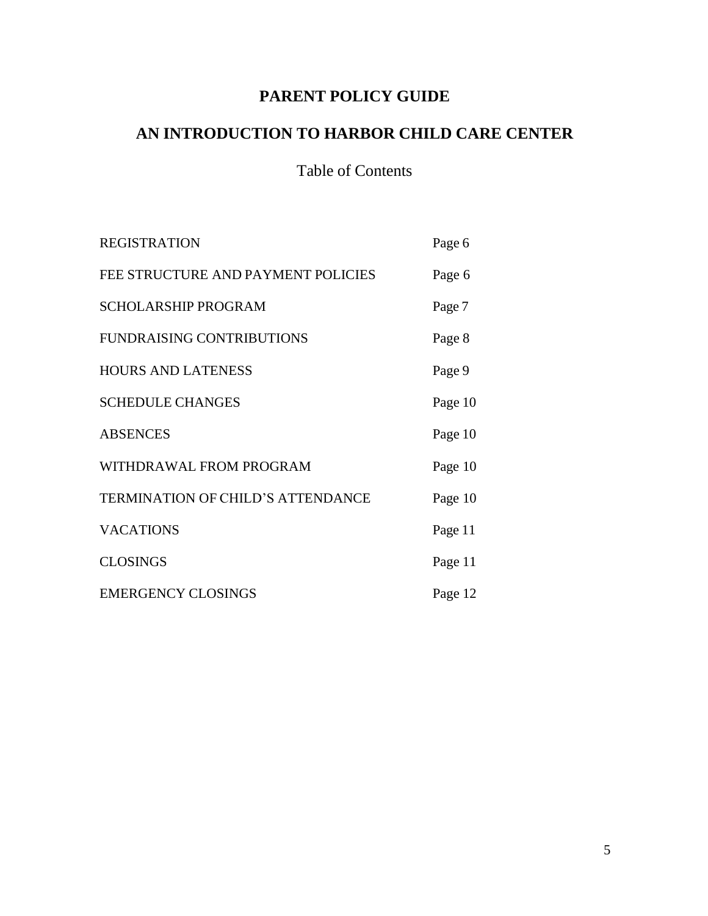# PARENT POLICY GUIDE

# AN INTRODUCTION TO HARBOR CHILD CARE CENTER

## Table of Contents

| | |
|---|---|
| REGISTRATION | Page 6 |
| FEE STRUCTURE AND PAYMENT POLICIES | Page 6 |
| SCHOLARSHIP PROGRAM | Page 7 |
| FUNDRAISING CONTRIBUTIONS | Page 8 |
| HOURS AND LATENESS | Page 9 |
| SCHEDULE CHANGES | Page 10 |
| ABSENCES | Page 10 |
| WITHDRAWAL FROM PROGRAM | Page 10 |
| TERMINATION OF CHILD'S ATTENDANCE | Page 10 |
| VACATIONS | Page 11 |
| CLOSINGS | Page 11 |
| EMERGENCY CLOSINGS | Page 12 |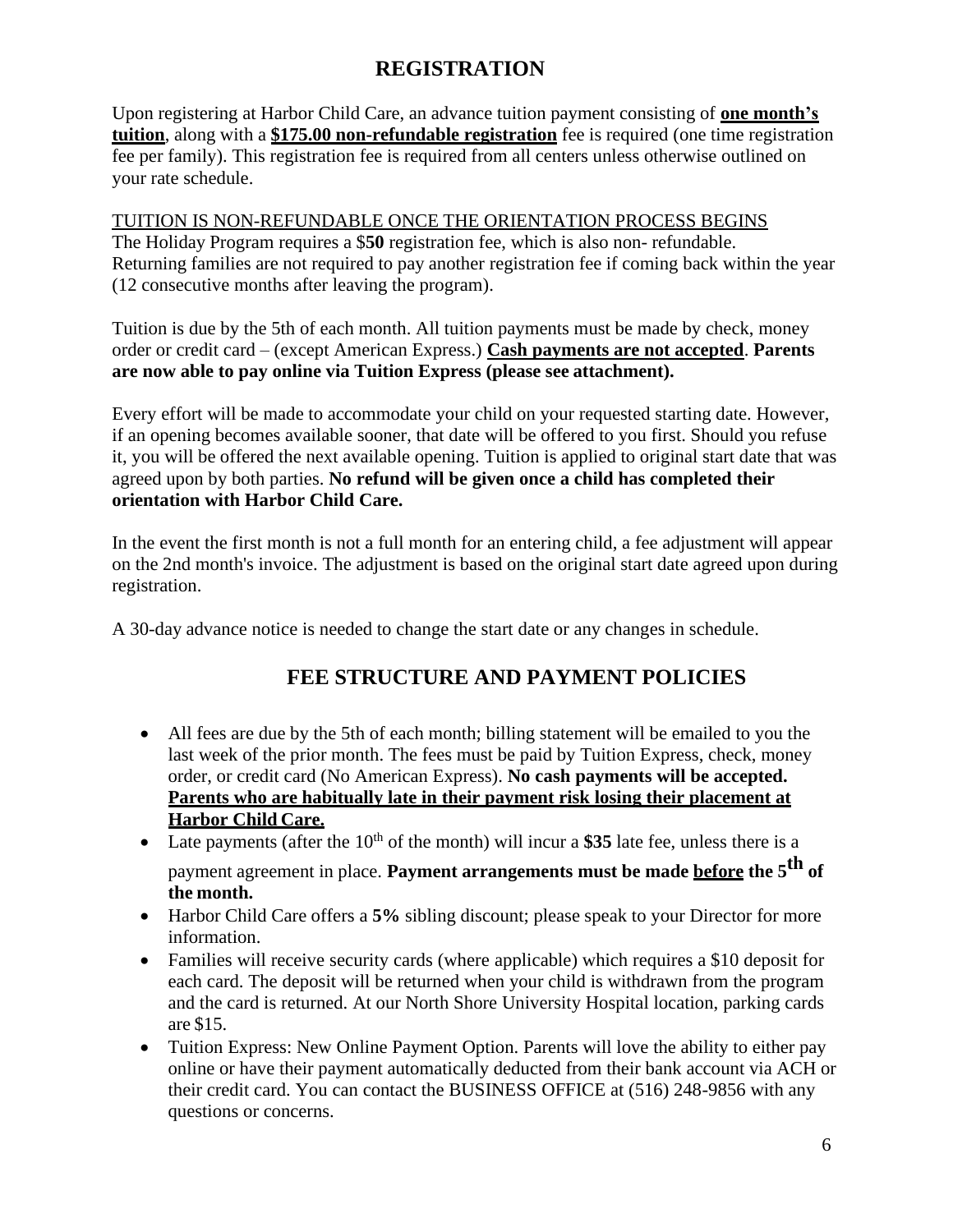# REGISTRATION

Upon registering at Harbor Child Care, an advance tuition payment consisting of <u>**one month's tuition**</u>, along with a <u>**$175.00 non-refundable registration**</u> fee is required (one time registration fee per family). This registration fee is required from all centers unless otherwise outlined on your rate schedule.

<u>TUITION IS NON-REFUNDABLE ONCE THE ORIENTATION PROCESS BEGINS</u>
The Holiday Program requires a $**50** registration fee, which is also non- refundable. Returning families are not required to pay another registration fee if coming back within the year (12 consecutive months after leaving the program).

Tuition is due by the 5th of each month. All tuition payments must be made by check, money order or credit card – (except American Express.) <u>**Cash payments are not accepted**</u>. **Parents are now able to pay online via Tuition Express (please see attachment).**

Every effort will be made to accommodate your child on your requested starting date. However, if an opening becomes available sooner, that date will be offered to you first. Should you refuse it, you will be offered the next available opening. Tuition is applied to original start date that was agreed upon by both parties. **No refund will be given once a child has completed their orientation with Harbor Child Care.**

In the event the first month is not a full month for an entering child, a fee adjustment will appear on the 2nd month's invoice. The adjustment is based on the original start date agreed upon during registration.

A 30-day advance notice is needed to change the start date or any changes in schedule.

# FEE STRUCTURE AND PAYMENT POLICIES

- All fees are due by the 5th of each month; billing statement will be emailed to you the last week of the prior month. The fees must be paid by Tuition Express, check, money order, or credit card (No American Express). **No cash payments will be accepted.** <u>**Parents who are habitually late in their payment risk losing their placement at Harbor Child Care.**</u>
- Late payments (after the 10th of the month) will incur a **$35** late fee, unless there is a payment agreement in place. **Payment arrangements must be made <u>before</u> the 5th of the month.**
- Harbor Child Care offers a **5%** sibling discount; please speak to your Director for more information.
- Families will receive security cards (where applicable) which requires a $10 deposit for each card. The deposit will be returned when your child is withdrawn from the program and the card is returned. At our North Shore University Hospital location, parking cards are $15.
- Tuition Express: New Online Payment Option. Parents will love the ability to either pay online or have their payment automatically deducted from their bank account via ACH or their credit card. You can contact the BUSINESS OFFICE at (516) 248-9856 with any questions or concerns.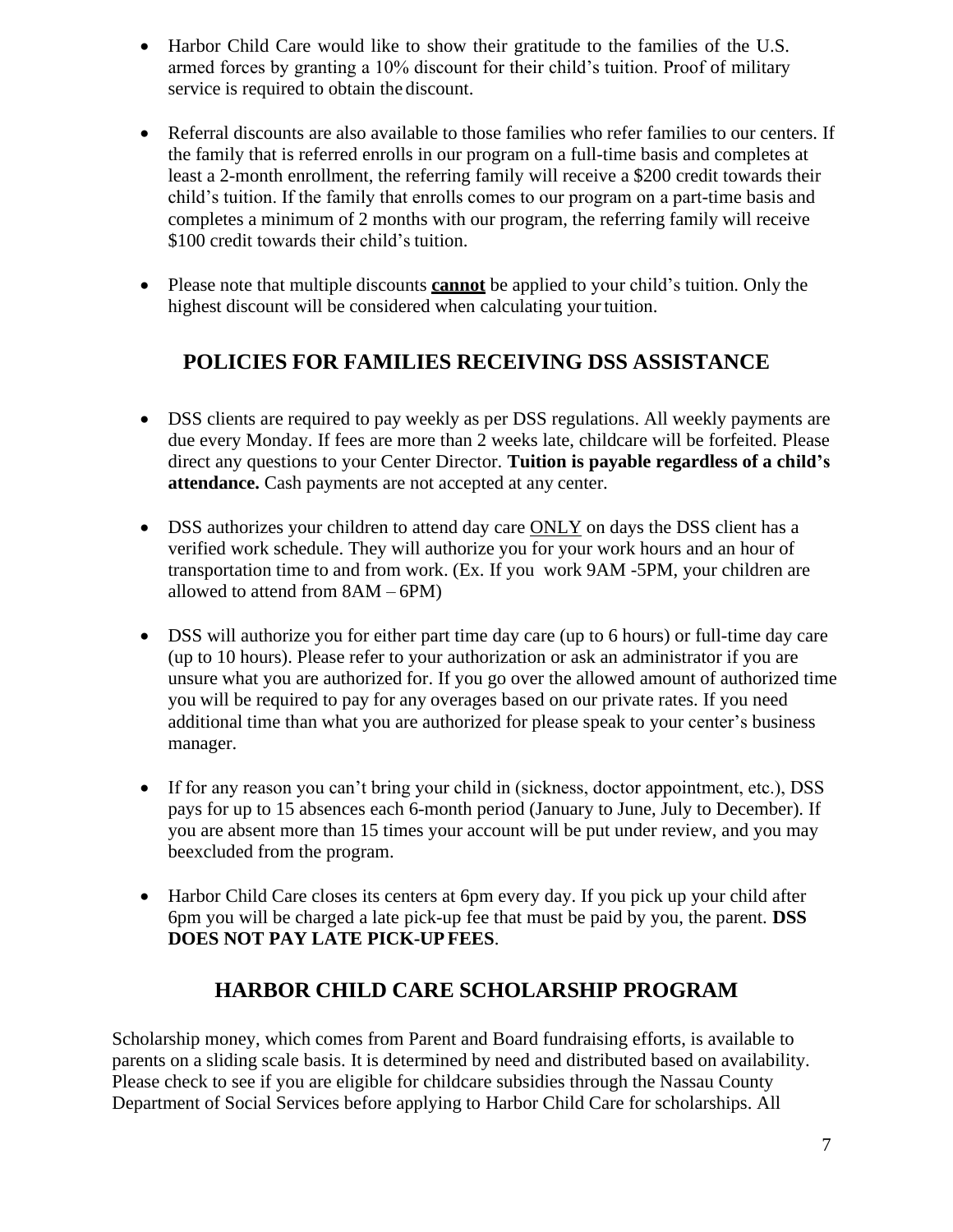- Harbor Child Care would like to show their gratitude to the families of the U.S. armed forces by granting a 10% discount for their child's tuition. Proof of military service is required to obtain the discount.

- Referral discounts are also available to those families who refer families to our centers. If the family that is referred enrolls in our program on a full-time basis and completes at least a 2-month enrollment, the referring family will receive a $200 credit towards their child's tuition. If the family that enrolls comes to our program on a part-time basis and completes a minimum of 2 months with our program, the referring family will receive $100 credit towards their child's tuition.

- Please note that multiple discounts <u>**cannot**</u> be applied to your child's tuition. Only the highest discount will be considered when calculating your tuition.

## POLICIES FOR FAMILIES RECEIVING DSS ASSISTANCE

- DSS clients are required to pay weekly as per DSS regulations. All weekly payments are due every Monday. If fees are more than 2 weeks late, childcare will be forfeited. Please direct any questions to your Center Director. **Tuition is payable regardless of a child's attendance.** Cash payments are not accepted at any center.

- DSS authorizes your children to attend day care <u>ONLY</u> on days the DSS client has a verified work schedule. They will authorize you for your work hours and an hour of transportation time to and from work. (Ex. If you work 9AM -5PM, your children are allowed to attend from 8AM – 6PM)

- DSS will authorize you for either part time day care (up to 6 hours) or full-time day care (up to 10 hours). Please refer to your authorization or ask an administrator if you are unsure what you are authorized for. If you go over the allowed amount of authorized time you will be required to pay for any overages based on our private rates. If you need additional time than what you are authorized for please speak to your center's business manager.

- If for any reason you can't bring your child in (sickness, doctor appointment, etc.), DSS pays for up to 15 absences each 6-month period (January to June, July to December). If you are absent more than 15 times your account will be put under review, and you may beexcluded from the program.

- Harbor Child Care closes its centers at 6pm every day. If you pick up your child after 6pm you will be charged a late pick-up fee that must be paid by you, the parent. **DSS DOES NOT PAY LATE PICK-UP FEES**.

## HARBOR CHILD CARE SCHOLARSHIP PROGRAM

Scholarship money, which comes from Parent and Board fundraising efforts, is available to parents on a sliding scale basis. It is determined by need and distributed based on availability. Please check to see if you are eligible for childcare subsidies through the Nassau County Department of Social Services before applying to Harbor Child Care for scholarships. All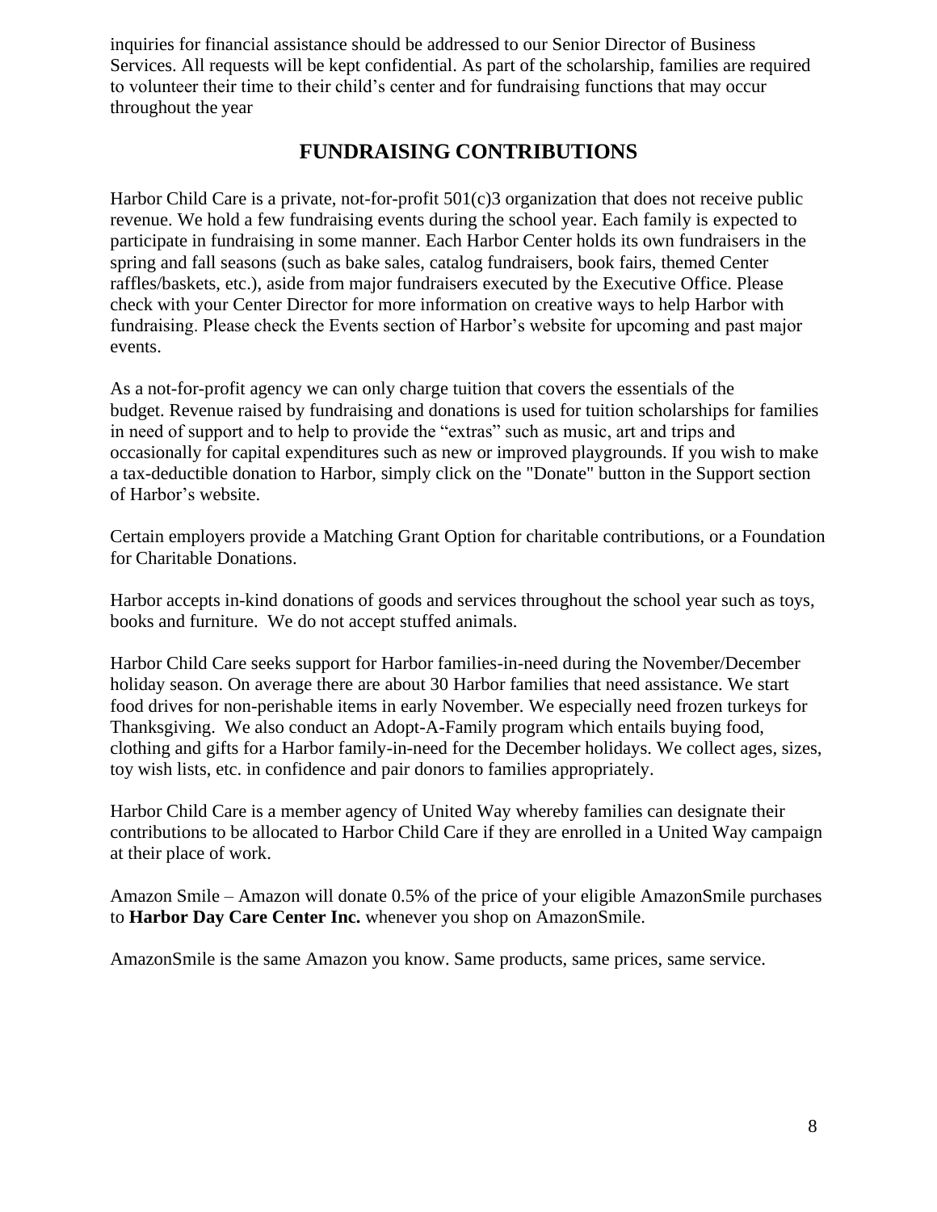inquiries for financial assistance should be addressed to our Senior Director of Business Services. All requests will be kept confidential. As part of the scholarship, families are required to volunteer their time to their child's center and for fundraising functions that may occur throughout the year

## FUNDRAISING CONTRIBUTIONS

Harbor Child Care is a private, not-for-profit 501(c)3 organization that does not receive public revenue. We hold a few fundraising events during the school year. Each family is expected to participate in fundraising in some manner. Each Harbor Center holds its own fundraisers in the spring and fall seasons (such as bake sales, catalog fundraisers, book fairs, themed Center raffles/baskets, etc.), aside from major fundraisers executed by the Executive Office. Please check with your Center Director for more information on creative ways to help Harbor with fundraising. Please check the Events section of Harbor's website for upcoming and past major events.

As a not-for-profit agency we can only charge tuition that covers the essentials of the budget. Revenue raised by fundraising and donations is used for tuition scholarships for families in need of support and to help to provide the "extras" such as music, art and trips and occasionally for capital expenditures such as new or improved playgrounds. If you wish to make a tax-deductible donation to Harbor, simply click on the "Donate" button in the Support section of Harbor's website.

Certain employers provide a Matching Grant Option for charitable contributions, or a Foundation for Charitable Donations.

Harbor accepts in-kind donations of goods and services throughout the school year such as toys, books and furniture. We do not accept stuffed animals.

Harbor Child Care seeks support for Harbor families-in-need during the November/December holiday season. On average there are about 30 Harbor families that need assistance. We start food drives for non-perishable items in early November. We especially need frozen turkeys for Thanksgiving. We also conduct an Adopt-A-Family program which entails buying food, clothing and gifts for a Harbor family-in-need for the December holidays. We collect ages, sizes, toy wish lists, etc. in confidence and pair donors to families appropriately.

Harbor Child Care is a member agency of United Way whereby families can designate their contributions to be allocated to Harbor Child Care if they are enrolled in a United Way campaign at their place of work.

Amazon Smile – Amazon will donate 0.5% of the price of your eligible AmazonSmile purchases to **Harbor Day Care Center Inc.** whenever you shop on AmazonSmile.

AmazonSmile is the same Amazon you know. Same products, same prices, same service.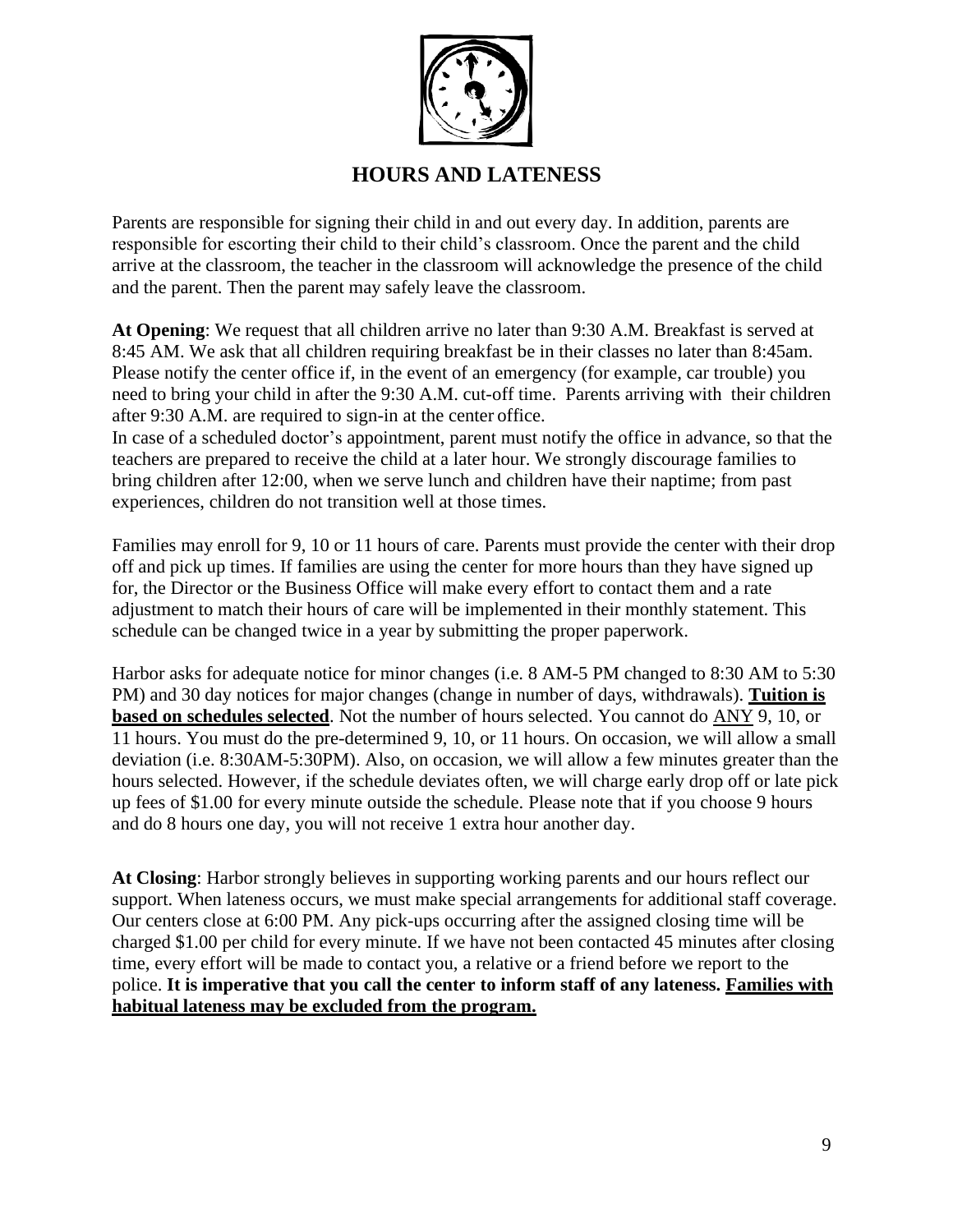# HOURS AND LATENESS

Parents are responsible for signing their child in and out every day. In addition, parents are responsible for escorting their child to their child's classroom. Once the parent and the child arrive at the classroom, the teacher in the classroom will acknowledge the presence of the child and the parent. Then the parent may safely leave the classroom.

**At Opening**: We request that all children arrive no later than 9:30 A.M. Breakfast is served at 8:45 AM. We ask that all children requiring breakfast be in their classes no later than 8:45am. Please notify the center office if, in the event of an emergency (for example, car trouble) you need to bring your child in after the 9:30 A.M. cut-off time. Parents arriving with their children after 9:30 A.M. are required to sign-in at the center office.
In case of a scheduled doctor's appointment, parent must notify the office in advance, so that the teachers are prepared to receive the child at a later hour. We strongly discourage families to bring children after 12:00, when we serve lunch and children have their naptime; from past experiences, children do not transition well at those times.

Families may enroll for 9, 10 or 11 hours of care. Parents must provide the center with their drop off and pick up times. If families are using the center for more hours than they have signed up for, the Director or the Business Office will make every effort to contact them and a rate adjustment to match their hours of care will be implemented in their monthly statement. This schedule can be changed twice in a year by submitting the proper paperwork.

Harbor asks for adequate notice for minor changes (i.e. 8 AM-5 PM changed to 8:30 AM to 5:30 PM) and 30 day notices for major changes (change in number of days, withdrawals). <u>**Tuition is based on schedules selected**</u>. Not the number of hours selected. You cannot do <u>ANY</u> 9, 10, or 11 hours. You must do the pre-determined 9, 10, or 11 hours. On occasion, we will allow a small deviation (i.e. 8:30AM-5:30PM). Also, on occasion, we will allow a few minutes greater than the hours selected. However, if the schedule deviates often, we will charge early drop off or late pick up fees of $1.00 for every minute outside the schedule. Please note that if you choose 9 hours and do 8 hours one day, you will not receive 1 extra hour another day.

**At Closing**: Harbor strongly believes in supporting working parents and our hours reflect our support. When lateness occurs, we must make special arrangements for additional staff coverage. Our centers close at 6:00 PM. Any pick-ups occurring after the assigned closing time will be charged $1.00 per child for every minute. If we have not been contacted 45 minutes after closing time, every effort will be made to contact you, a relative or a friend before we report to the police. **It is imperative that you call the center to inform staff of any lateness.** <u>**Families with habitual lateness may be excluded from the program.**</u>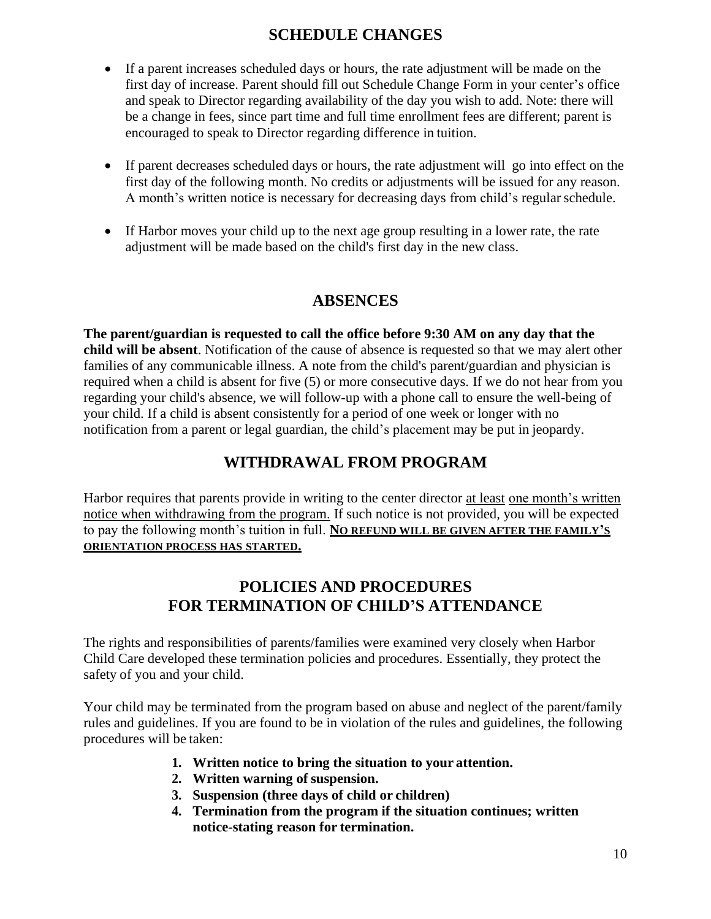## SCHEDULE CHANGES

- If a parent increases scheduled days or hours, the rate adjustment will be made on the first day of increase. Parent should fill out Schedule Change Form in your center's office and speak to Director regarding availability of the day you wish to add. Note: there will be a change in fees, since part time and full time enrollment fees are different; parent is encouraged to speak to Director regarding difference in tuition.

- If parent decreases scheduled days or hours, the rate adjustment will go into effect on the first day of the following month. No credits or adjustments will be issued for any reason. A month's written notice is necessary for decreasing days from child's regular schedule.

- If Harbor moves your child up to the next age group resulting in a lower rate, the rate adjustment will be made based on the child's first day in the new class.

## ABSENCES

**The parent/guardian is requested to call the office before 9:30 AM on any day that the child will be absent**. Notification of the cause of absence is requested so that we may alert other families of any communicable illness. A note from the child's parent/guardian and physician is required when a child is absent for five (5) or more consecutive days. If we do not hear from you regarding your child's absence, we will follow-up with a phone call to ensure the well-being of your child. If a child is absent consistently for a period of one week or longer with no notification from a parent or legal guardian, the child's placement may be put in jeopardy.

## WITHDRAWAL FROM PROGRAM

Harbor requires that parents provide in writing to the center director <u>at least</u> <u>one month's written notice when withdrawing from the program.</u> If such notice is not provided, you will be expected to pay the following month's tuition in full. **<u>NO REFUND WILL BE GIVEN AFTER THE FAMILY'S ORIENTATION PROCESS HAS STARTED.</u>**

## POLICIES AND PROCEDURES FOR TERMINATION OF CHILD'S ATTENDANCE

The rights and responsibilities of parents/families were examined very closely when Harbor Child Care developed these termination policies and procedures. Essentially, they protect the safety of you and your child.

Your child may be terminated from the program based on abuse and neglect of the parent/family rules and guidelines. If you are found to be in violation of the rules and guidelines, the following procedures will be taken:

1. **Written notice to bring the situation to your attention.**
2. **Written warning of suspension.**
3. **Suspension (three days of child or children)**
4. **Termination from the program if the situation continues; written notice-stating reason for termination.**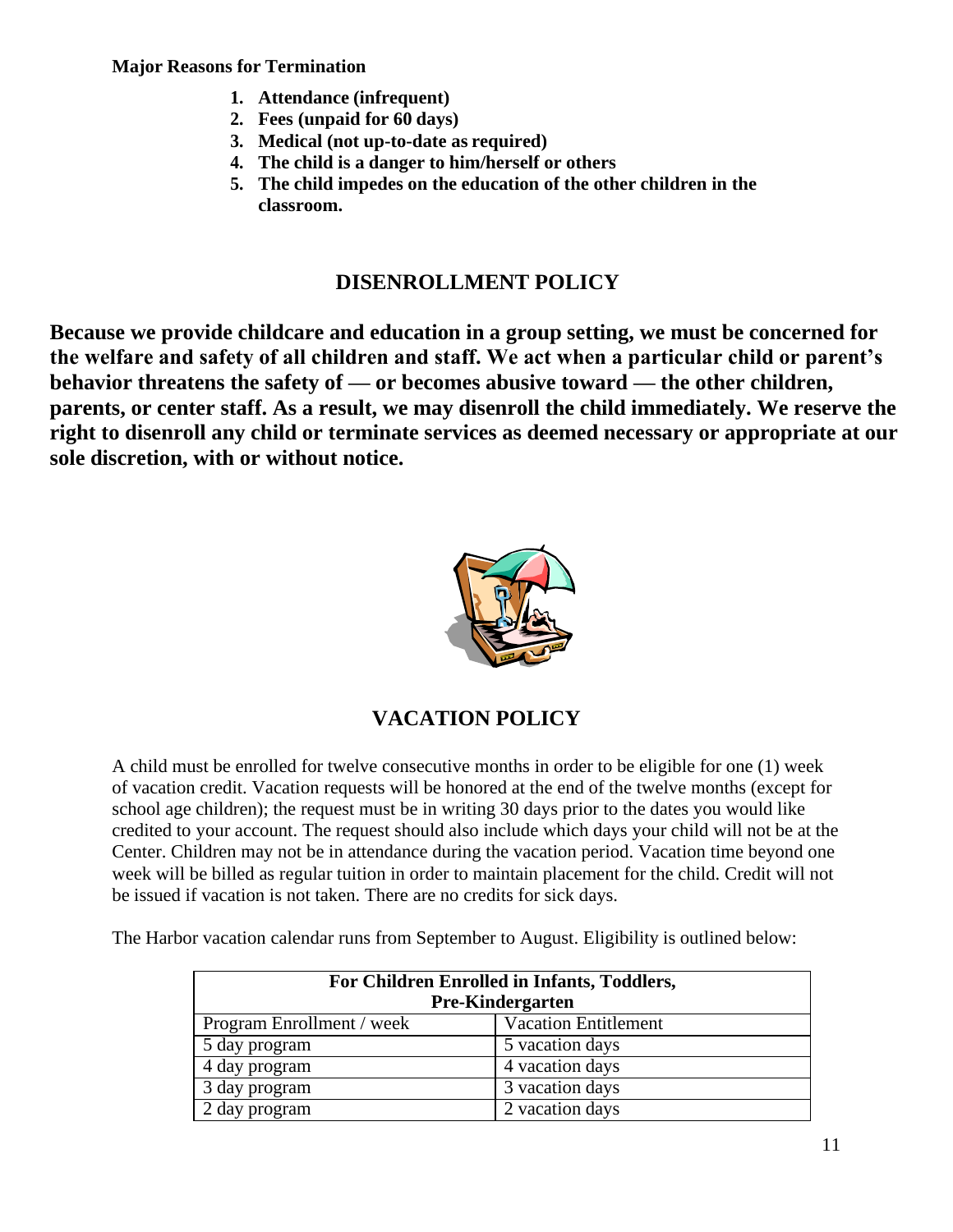**Major Reasons for Termination**

1. **Attendance (infrequent)**
2. **Fees (unpaid for 60 days)**
3. **Medical (not up-to-date as required)**
4. **The child is a danger to him/herself or others**
5. **The child impedes on the education of the other children in the classroom.**

## DISENROLLMENT POLICY

**Because we provide childcare and education in a group setting, we must be concerned for the welfare and safety of all children and staff. We act when a particular child or parent's behavior threatens the safety of — or becomes abusive toward — the other children, parents, or center staff. As a result, we may disenroll the child immediately. We reserve the right to disenroll any child or terminate services as deemed necessary or appropriate at our sole discretion, with or without notice.**

## VACATION POLICY

A child must be enrolled for twelve consecutive months in order to be eligible for one (1) week of vacation credit. Vacation requests will be honored at the end of the twelve months (except for school age children); the request must be in writing 30 days prior to the dates you would like credited to your account. The request should also include which days your child will not be at the Center. Children may not be in attendance during the vacation period. Vacation time beyond one week will be billed as regular tuition in order to maintain placement for the child. Credit will not be issued if vacation is not taken. There are no credits for sick days.

The Harbor vacation calendar runs from September to August. Eligibility is outlined below:

| **For Children Enrolled in Infants, Toddlers, Pre-Kindergarten** | |
| --- | --- |
| Program Enrollment / week | Vacation Entitlement |
| 5 day program | 5 vacation days |
| 4 day program | 4 vacation days |
| 3 day program | 3 vacation days |
| 2 day program | 2 vacation days |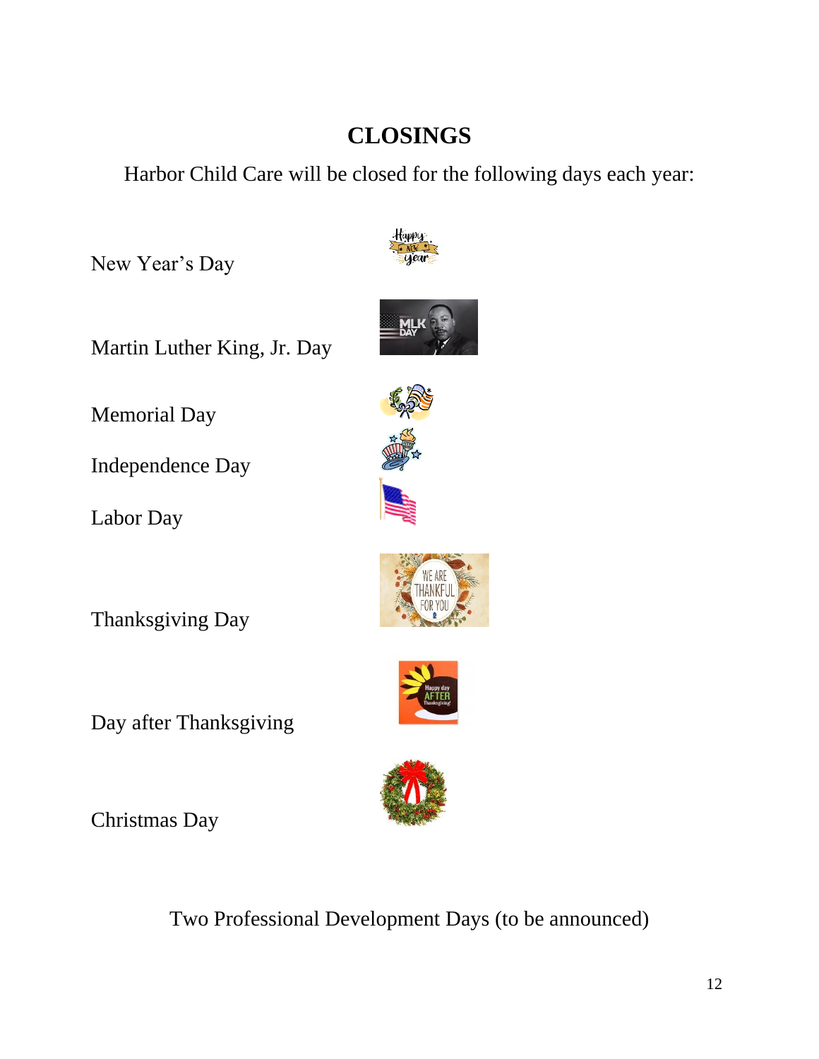# CLOSINGS

Harbor Child Care will be closed for the following days each year:

New Year's Day

Martin Luther King, Jr. Day

Memorial Day

Independence Day

Labor Day

Thanksgiving Day

Day after Thanksgiving

Christmas Day

Two Professional Development Days (to be announced)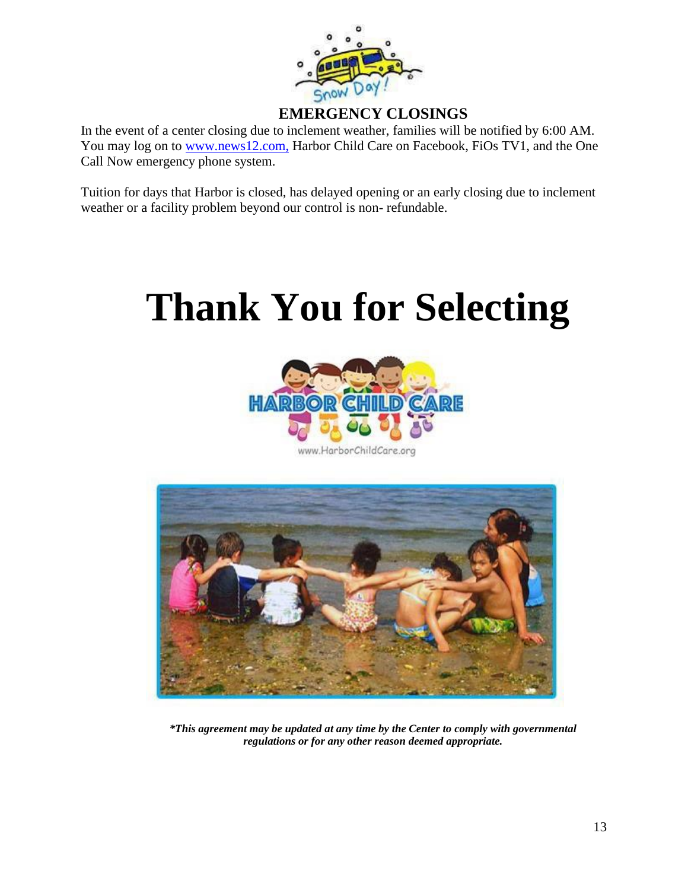## EMERGENCY CLOSINGS

In the event of a center closing due to inclement weather, families will be notified by 6:00 AM. You may log on to www.news12.com, Harbor Child Care on Facebook, FiOs TV1, and the One Call Now emergency phone system.

Tuition for days that Harbor is closed, has delayed opening or an early closing due to inclement weather or a facility problem beyond our control is non- refundable.

# Thank You for Selecting

***This agreement may be updated at any time by the Center to comply with governmental regulations or for any other reason deemed appropriate.***